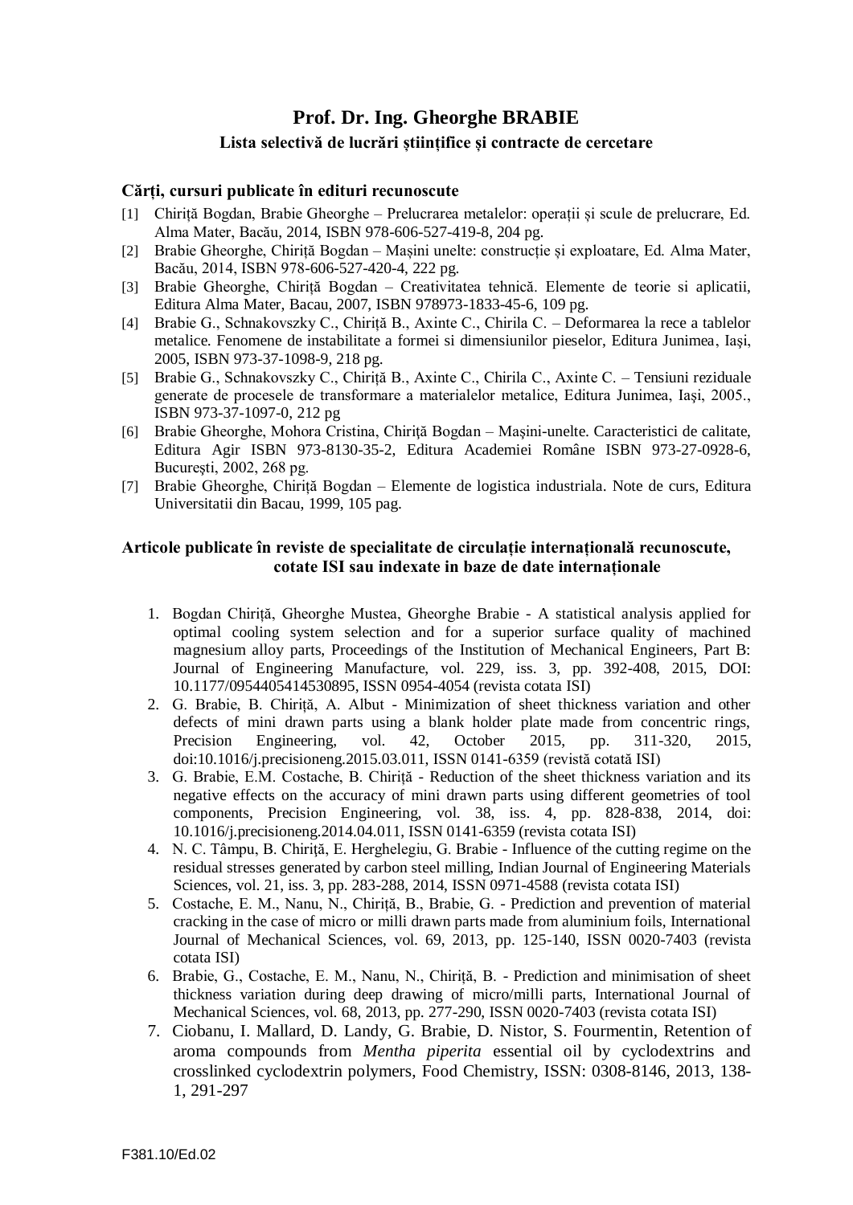# Prof. Dr. Ing. Gheorghe BRABIE

## Lista selectivă de lucrări științifice și contracte de cercetare

### Cărți, cursuri publicate în edituri recunoscute

[1] Chiriță Bogdan, Brabie Gheorghe – Prelucrarea metalelor: operații și scule de prelucrare, Ed. Alma Mater, Bacău, 2014, ISBN 978-606-527-419-8, 204 pg.

[2] Brabie Gheorghe, Chiriță Bogdan – Mașini unelte: construcție și exploatare, Ed. Alma Mater, Bacău, 2014, ISBN 978-606-527-420-4, 222 pg.

[3] Brabie Gheorghe, Chiriță Bogdan – Creativitatea tehnică. Elemente de teorie si aplicatii, Editura Alma Mater, Bacau, 2007, ISBN 978973-1833-45-6, 109 pg.

[4] Brabie G., Schnakovszky C., Chiriță B., Axinte C., Chirila C. – Deformarea la rece a tablelor metalice. Fenomene de instabilitate a formei si dimensiunilor pieselor, Editura Junimea, Iaşi, 2005, ISBN 973-37-1098-9, 218 pg.

[5] Brabie G., Schnakovszky C., Chiriță B., Axinte C., Chirila C., Axinte C. – Tensiuni reziduale generate de procesele de transformare a materialelor metalice, Editura Junimea, Iaşi, 2005., ISBN 973-37-1097-0, 212 pg

[6] Brabie Gheorghe, Mohora Cristina, Chiriţă Bogdan – Mașini-unelte. Caracteristici de calitate, Editura Agir ISBN 973-8130-35-2, Editura Academiei Române ISBN 973-27-0928-6, București, 2002, 268 pg.

[7] Brabie Gheorghe, Chiriţă Bogdan – Elemente de logistica industriala. Note de curs, Editura Universitatii din Bacau, 1999, 105 pag.

### Articole publicate în reviste de specialitate de circulație internațională recunoscute, cotate ISI sau indexate in baze de date internaționale

1. Bogdan Chiriță, Gheorghe Mustea, Gheorghe Brabie - A statistical analysis applied for optimal cooling system selection and for a superior surface quality of machined magnesium alloy parts, Proceedings of the Institution of Mechanical Engineers, Part B: Journal of Engineering Manufacture, vol. 229, iss. 3, pp. 392-408, 2015, DOI: 10.1177/0954405414530895, ISSN 0954-4054 (revista cotata ISI)
2. G. Brabie, B. Chiriță, A. Albut - Minimization of sheet thickness variation and other defects of mini drawn parts using a blank holder plate made from concentric rings, Precision Engineering, vol. 42, October 2015, pp. 311-320, 2015, doi:10.1016/j.precisioneng.2015.03.011, ISSN 0141-6359 (revistă cotată ISI)
3. G. Brabie, E.M. Costache, B. Chiriță - Reduction of the sheet thickness variation and its negative effects on the accuracy of mini drawn parts using different geometries of tool components, Precision Engineering, vol. 38, iss. 4, pp. 828-838, 2014, doi: 10.1016/j.precisioneng.2014.04.011, ISSN 0141-6359 (revista cotata ISI)
4. N. C. Tâmpu, B. Chiriţă, E. Herghelegiu, G. Brabie - Influence of the cutting regime on the residual stresses generated by carbon steel milling, Indian Journal of Engineering Materials Sciences, vol. 21, iss. 3, pp. 283-288, 2014, ISSN 0971-4588 (revista cotata ISI)
5. Costache, E. M., Nanu, N., Chiriță, B., Brabie, G. - Prediction and prevention of material cracking in the case of micro or milli drawn parts made from aluminium foils, International Journal of Mechanical Sciences, vol. 69, 2013, pp. 125-140, ISSN 0020-7403 (revista cotata ISI)
6. Brabie, G., Costache, E. M., Nanu, N., Chiriță, B. - Prediction and minimisation of sheet thickness variation during deep drawing of micro/milli parts, International Journal of Mechanical Sciences, vol. 68, 2013, pp. 277-290, ISSN 0020-7403 (revista cotata ISI)
7. Ciobanu, I. Mallard, D. Landy, G. Brabie, D. Nistor, S. Fourmentin, Retention of aroma compounds from *Mentha piperita* essential oil by cyclodextrins and crosslinked cyclodextrin polymers, Food Chemistry, ISSN: 0308-8146, 2013, 138-1, 291-297

F381.10/Ed.02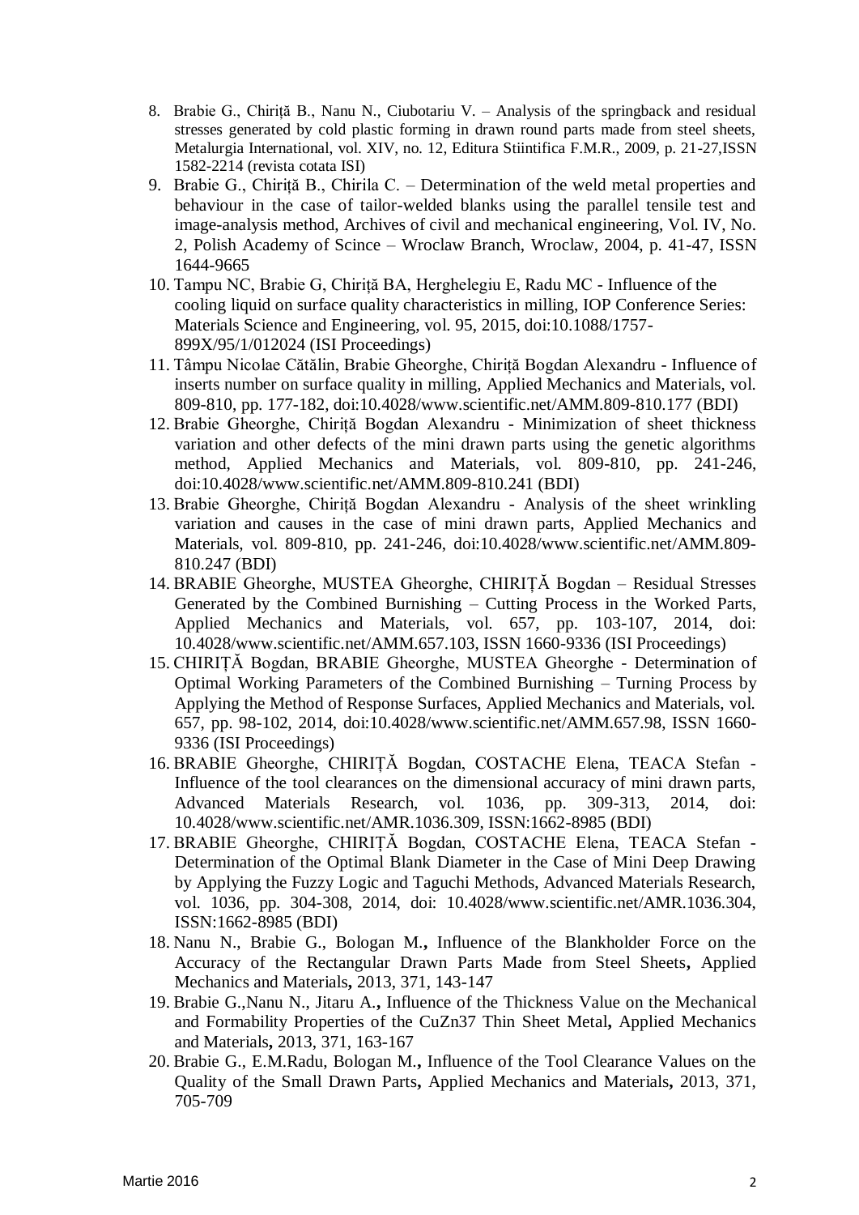8. Brabie G., Chiriță B., Nanu N., Ciubotariu V. – Analysis of the springback and residual stresses generated by cold plastic forming in drawn round parts made from steel sheets, Metalurgia International, vol. XIV, no. 12, Editura Stiintifica F.M.R., 2009, p. 21-27,ISSN 1582-2214 (revista cotata ISI)
9. Brabie G., Chiriță B., Chirila C. – Determination of the weld metal properties and behaviour in the case of tailor-welded blanks using the parallel tensile test and image-analysis method, Archives of civil and mechanical engineering, Vol. IV, No. 2, Polish Academy of Scince – Wroclaw Branch, Wroclaw, 2004, p. 41-47, ISSN 1644-9665
10. Tampu NC, Brabie G, Chiriță BA, Herghelegiu E, Radu MC - Influence of the cooling liquid on surface quality characteristics in milling, IOP Conference Series: Materials Science and Engineering, vol. 95, 2015, doi:10.1088/1757-899X/95/1/012024 (ISI Proceedings)
11. Tâmpu Nicolae Cătălin, Brabie Gheorghe, Chiriță Bogdan Alexandru - Influence of inserts number on surface quality in milling, Applied Mechanics and Materials, vol. 809-810, pp. 177-182, doi:10.4028/www.scientific.net/AMM.809-810.177 (BDI)
12. Brabie Gheorghe, Chiriță Bogdan Alexandru - Minimization of sheet thickness variation and other defects of the mini drawn parts using the genetic algorithms method, Applied Mechanics and Materials, vol. 809-810, pp. 241-246, doi:10.4028/www.scientific.net/AMM.809-810.241 (BDI)
13. Brabie Gheorghe, Chiriță Bogdan Alexandru - Analysis of the sheet wrinkling variation and causes in the case of mini drawn parts, Applied Mechanics and Materials, vol. 809-810, pp. 241-246, doi:10.4028/www.scientific.net/AMM.809-810.247 (BDI)
14. BRABIE Gheorghe, MUSTEA Gheorghe, CHIRIȚĂ Bogdan – Residual Stresses Generated by the Combined Burnishing – Cutting Process in the Worked Parts, Applied Mechanics and Materials, vol. 657, pp. 103-107, 2014, doi: 10.4028/www.scientific.net/AMM.657.103, ISSN 1660-9336 (ISI Proceedings)
15. CHIRIȚĂ Bogdan, BRABIE Gheorghe, MUSTEA Gheorghe - Determination of Optimal Working Parameters of the Combined Burnishing – Turning Process by Applying the Method of Response Surfaces, Applied Mechanics and Materials, vol. 657, pp. 98-102, 2014, doi:10.4028/www.scientific.net/AMM.657.98, ISSN 1660-9336 (ISI Proceedings)
16. BRABIE Gheorghe, CHIRIȚĂ Bogdan, COSTACHE Elena, TEACA Stefan - Influence of the tool clearances on the dimensional accuracy of mini drawn parts, Advanced Materials Research, vol. 1036, pp. 309-313, 2014, doi: 10.4028/www.scientific.net/AMR.1036.309, ISSN:1662-8985 (BDI)
17. BRABIE Gheorghe, CHIRIȚĂ Bogdan, COSTACHE Elena, TEACA Stefan - Determination of the Optimal Blank Diameter in the Case of Mini Deep Drawing by Applying the Fuzzy Logic and Taguchi Methods, Advanced Materials Research, vol. 1036, pp. 304-308, 2014, doi: 10.4028/www.scientific.net/AMR.1036.304, ISSN:1662-8985 (BDI)
18. Nanu N., Brabie G., Bologan M.**,** Influence of the Blankholder Force on the Accuracy of the Rectangular Drawn Parts Made from Steel Sheets**,** Applied Mechanics and Materials**,** 2013, 371, 143-147
19. Brabie G.,Nanu N., Jitaru A.**,** Influence of the Thickness Value on the Mechanical and Formability Properties of the CuZn37 Thin Sheet Metal**,** Applied Mechanics and Materials**,** 2013, 371, 163-167
20. Brabie G., E.M.Radu, Bologan M.**,** Influence of the Tool Clearance Values on the Quality of the Small Drawn Parts**,** Applied Mechanics and Materials**,** 2013, 371, 705-709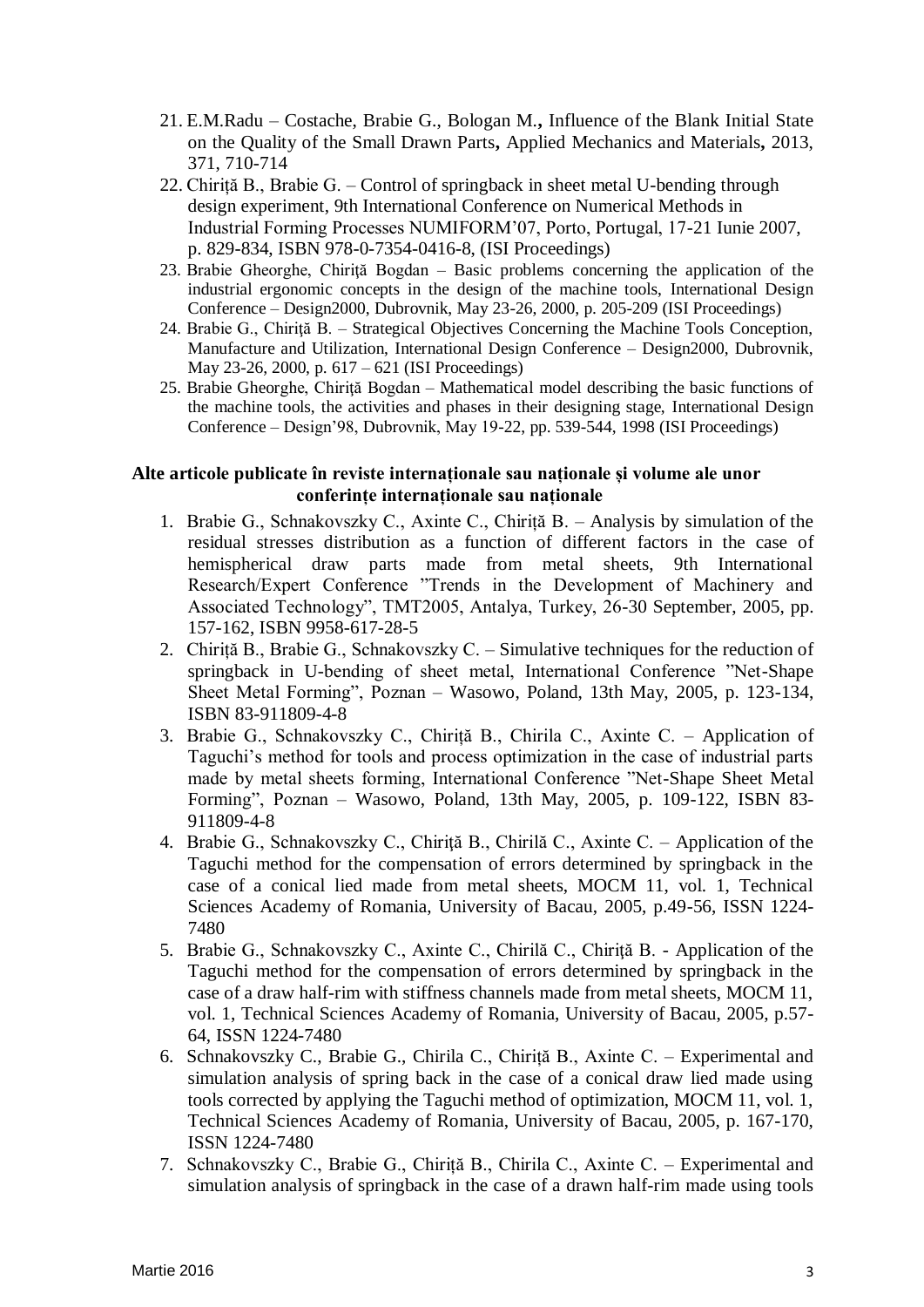21. E.M.Radu – Costache, Brabie G., Bologan M.**,** Influence of the Blank Initial State on the Quality of the Small Drawn Parts**,** Applied Mechanics and Materials**,** 2013, 371, 710-714
22. Chiriţă B., Brabie G. – Control of springback in sheet metal U-bending through design experiment, 9th International Conference on Numerical Methods in Industrial Forming Processes NUMIFORM'07, Porto, Portugal, 17-21 Iunie 2007, p. 829-834, ISBN 978-0-7354-0416-8, (ISI Proceedings)
23. Brabie Gheorghe, Chiriţă Bogdan – Basic problems concerning the application of the industrial ergonomic concepts in the design of the machine tools, International Design Conference – Design2000, Dubrovnik, May 23-26, 2000, p. 205-209 (ISI Proceedings)
24. Brabie G., Chiriţă B. – Strategical Objectives Concerning the Machine Tools Conception, Manufacture and Utilization, International Design Conference – Design2000, Dubrovnik, May 23-26, 2000, p. 617 – 621 (ISI Proceedings)
25. Brabie Gheorghe, Chiriţă Bogdan – Mathematical model describing the basic functions of the machine tools, the activities and phases in their designing stage, International Design Conference – Design'98, Dubrovnik, May 19-22, pp. 539-544, 1998 (ISI Proceedings)

### Alte articole publicate în reviste internaționale sau naționale și volume ale unor conferințe internaționale sau naționale

1. Brabie G., Schnakovszky C., Axinte C., Chiriţă B. – Analysis by simulation of the residual stresses distribution as a function of different factors in the case of hemispherical draw parts made from metal sheets, 9th International Research/Expert Conference "Trends in the Development of Machinery and Associated Technology", TMT2005, Antalya, Turkey, 26-30 September, 2005, pp. 157-162, ISBN 9958-617-28-5
2. Chiriţă B., Brabie G., Schnakovszky C. – Simulative techniques for the reduction of springback in U-bending of sheet metal, International Conference "Net-Shape Sheet Metal Forming", Poznan – Wasowo, Poland, 13th May, 2005, p. 123-134, ISBN 83-911809-4-8
3. Brabie G., Schnakovszky C., Chiriţă B., Chirila C., Axinte C. – Application of Taguchi's method for tools and process optimization in the case of industrial parts made by metal sheets forming, International Conference "Net-Shape Sheet Metal Forming", Poznan – Wasowo, Poland, 13th May, 2005, p. 109-122, ISBN 83-911809-4-8
4. Brabie G., Schnakovszky C., Chiriţă B., Chirilă C., Axinte C. – Application of the Taguchi method for the compensation of errors determined by springback in the case of a conical lied made from metal sheets, MOCM 11, vol. 1, Technical Sciences Academy of Romania, University of Bacau, 2005, p.49-56, ISSN 1224-7480
5. Brabie G., Schnakovszky C., Axinte C., Chirilă C., Chiriţă B. - Application of the Taguchi method for the compensation of errors determined by springback in the case of a draw half-rim with stiffness channels made from metal sheets, MOCM 11, vol. 1, Technical Sciences Academy of Romania, University of Bacau, 2005, p.57-64, ISSN 1224-7480
6. Schnakovszky C., Brabie G., Chirila C., Chiriţă B., Axinte C. – Experimental and simulation analysis of spring back in the case of a conical draw lied made using tools corrected by applying the Taguchi method of optimization, MOCM 11, vol. 1, Technical Sciences Academy of Romania, University of Bacau, 2005, p. 167-170, ISSN 1224-7480
7. Schnakovszky C., Brabie G., Chiriţă B., Chirila C., Axinte C. – Experimental and simulation analysis of springback in the case of a drawn half-rim made using tools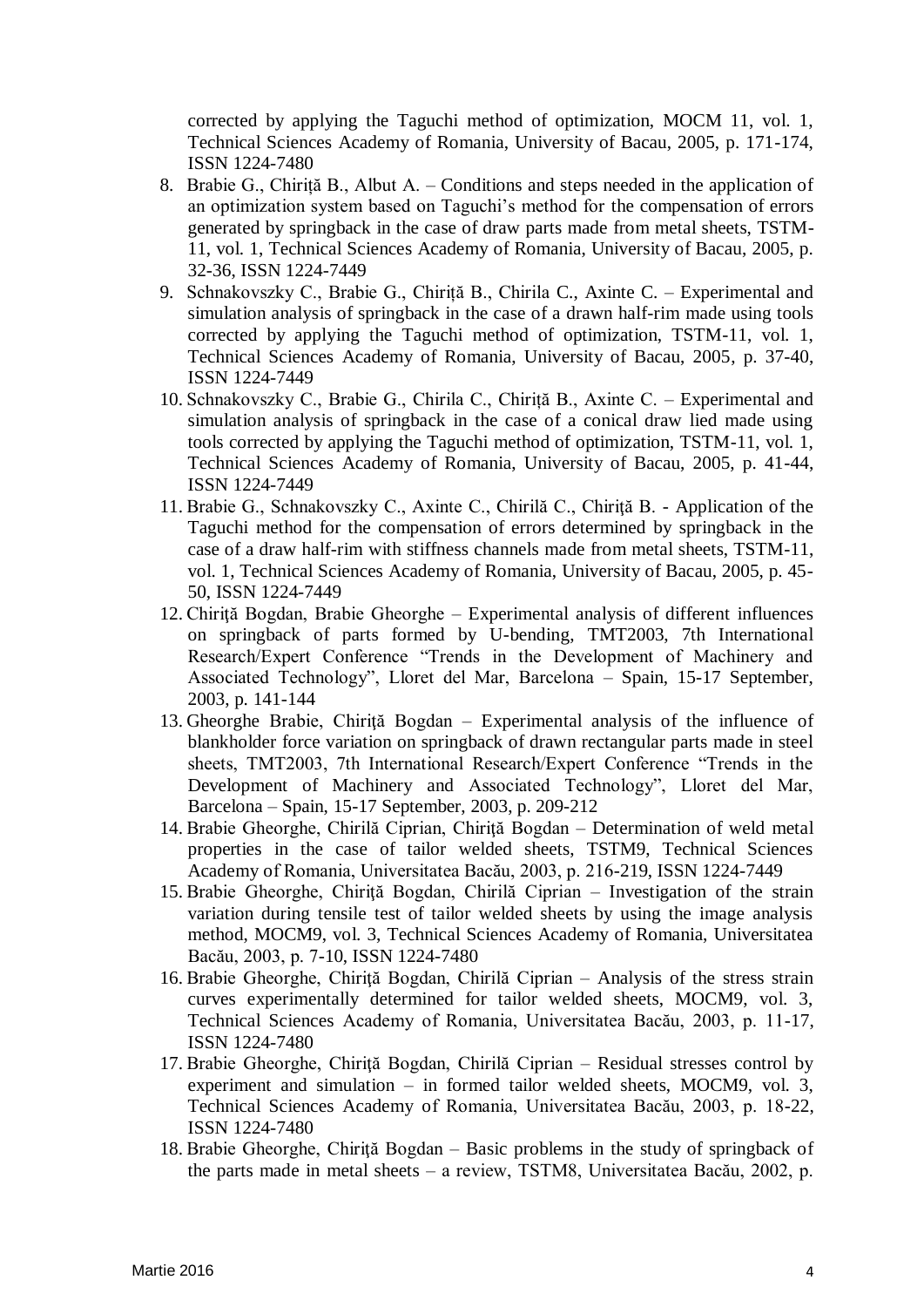corrected by applying the Taguchi method of optimization, MOCM 11, vol. 1, Technical Sciences Academy of Romania, University of Bacau, 2005, p. 171-174, ISSN 1224-7480

8. Brabie G., Chiriță B., Albut A. – Conditions and steps needed in the application of an optimization system based on Taguchi's method for the compensation of errors generated by springback in the case of draw parts made from metal sheets, TSTM-11, vol. 1, Technical Sciences Academy of Romania, University of Bacau, 2005, p. 32-36, ISSN 1224-7449
9. Schnakovszky C., Brabie G., Chiriță B., Chirila C., Axinte C. – Experimental and simulation analysis of springback in the case of a drawn half-rim made using tools corrected by applying the Taguchi method of optimization, TSTM-11, vol. 1, Technical Sciences Academy of Romania, University of Bacau, 2005, p. 37-40, ISSN 1224-7449
10. Schnakovszky C., Brabie G., Chirila C., Chiriță B., Axinte C. – Experimental and simulation analysis of springback in the case of a conical draw lied made using tools corrected by applying the Taguchi method of optimization, TSTM-11, vol. 1, Technical Sciences Academy of Romania, University of Bacau, 2005, p. 41-44, ISSN 1224-7449
11. Brabie G., Schnakovszky C., Axinte C., Chirilă C., Chiriţă B. - Application of the Taguchi method for the compensation of errors determined by springback in the case of a draw half-rim with stiffness channels made from metal sheets, TSTM-11, vol. 1, Technical Sciences Academy of Romania, University of Bacau, 2005, p. 45-50, ISSN 1224-7449
12. Chiriţă Bogdan, Brabie Gheorghe – Experimental analysis of different influences on springback of parts formed by U-bending, TMT2003, 7th International Research/Expert Conference "Trends in the Development of Machinery and Associated Technology", Lloret del Mar, Barcelona – Spain, 15-17 September, 2003, p. 141-144
13. Gheorghe Brabie, Chiriţă Bogdan – Experimental analysis of the influence of blankholder force variation on springback of drawn rectangular parts made in steel sheets, TMT2003, 7th International Research/Expert Conference "Trends in the Development of Machinery and Associated Technology", Lloret del Mar, Barcelona – Spain, 15-17 September, 2003, p. 209-212
14. Brabie Gheorghe, Chirilă Ciprian, Chiriţă Bogdan – Determination of weld metal properties in the case of tailor welded sheets, TSTM9, Technical Sciences Academy of Romania, Universitatea Bacău, 2003, p. 216-219, ISSN 1224-7449
15. Brabie Gheorghe, Chiriţă Bogdan, Chirilă Ciprian – Investigation of the strain variation during tensile test of tailor welded sheets by using the image analysis method, MOCM9, vol. 3, Technical Sciences Academy of Romania, Universitatea Bacău, 2003, p. 7-10, ISSN 1224-7480
16. Brabie Gheorghe, Chiriţă Bogdan, Chirilă Ciprian – Analysis of the stress strain curves experimentally determined for tailor welded sheets, MOCM9, vol. 3, Technical Sciences Academy of Romania, Universitatea Bacău, 2003, p. 11-17, ISSN 1224-7480
17. Brabie Gheorghe, Chiriţă Bogdan, Chirilă Ciprian – Residual stresses control by experiment and simulation – in formed tailor welded sheets, MOCM9, vol. 3, Technical Sciences Academy of Romania, Universitatea Bacău, 2003, p. 18-22, ISSN 1224-7480
18. Brabie Gheorghe, Chiriţă Bogdan – Basic problems in the study of springback of the parts made in metal sheets – a review, TSTM8, Universitatea Bacău, 2002, p.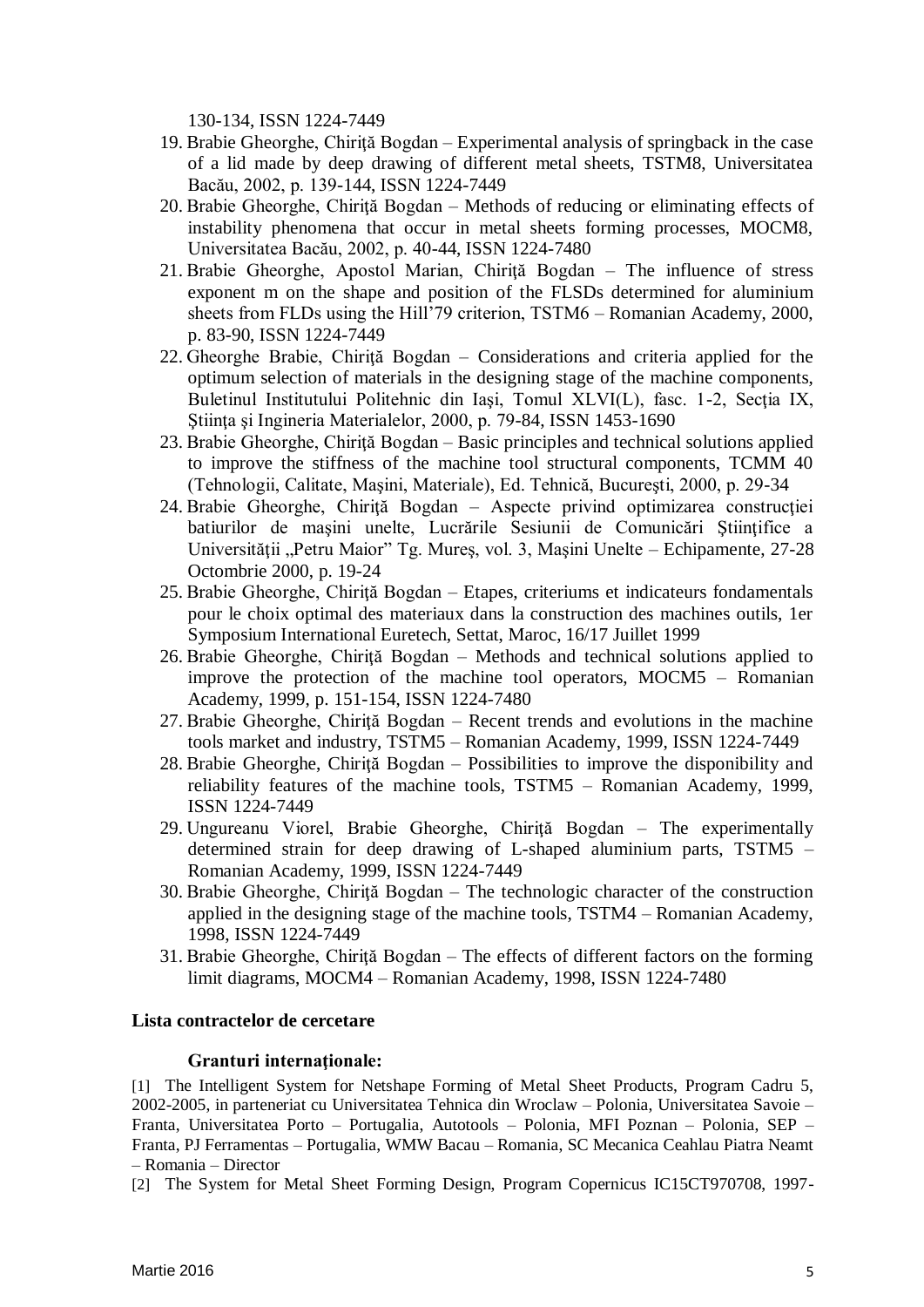130-134, ISSN 1224-7449

19. Brabie Gheorghe, Chiriţă Bogdan – Experimental analysis of springback in the case of a lid made by deep drawing of different metal sheets, TSTM8, Universitatea Bacău, 2002, p. 139-144, ISSN 1224-7449
20. Brabie Gheorghe, Chiriţă Bogdan – Methods of reducing or eliminating effects of instability phenomena that occur in metal sheets forming processes, MOCM8, Universitatea Bacău, 2002, p. 40-44, ISSN 1224-7480
21. Brabie Gheorghe, Apostol Marian, Chiriţă Bogdan – The influence of stress exponent m on the shape and position of the FLSDs determined for aluminium sheets from FLDs using the Hill'79 criterion, TSTM6 – Romanian Academy, 2000, p. 83-90, ISSN 1224-7449
22. Gheorghe Brabie, Chiriţă Bogdan – Considerations and criteria applied for the optimum selection of materials in the designing stage of the machine components, Buletinul Institutului Politehnic din Iaşi, Tomul XLVI(L), fasc. 1-2, Secţia IX, Ştiinţa şi Ingineria Materialelor, 2000, p. 79-84, ISSN 1453-1690
23. Brabie Gheorghe, Chiriţă Bogdan – Basic principles and technical solutions applied to improve the stiffness of the machine tool structural components, TCMM 40 (Tehnologii, Calitate, Maşini, Materiale), Ed. Tehnică, Bucureşti, 2000, p. 29-34
24. Brabie Gheorghe, Chiriţă Bogdan – Aspecte privind optimizarea construcţiei batiurilor de maşini unelte, Lucrările Sesiunii de Comunicări Ştiinţifice a Universităţii „Petru Maior" Tg. Mureş, vol. 3, Maşini Unelte – Echipamente, 27-28 Octombrie 2000, p. 19-24
25. Brabie Gheorghe, Chiriţă Bogdan – Etapes, criteriums et indicateurs fondamentals pour le choix optimal des materiaux dans la construction des machines outils, 1er Symposium International Euretech, Settat, Maroc, 16/17 Juillet 1999
26. Brabie Gheorghe, Chiriţă Bogdan – Methods and technical solutions applied to improve the protection of the machine tool operators, MOCM5 – Romanian Academy, 1999, p. 151-154, ISSN 1224-7480
27. Brabie Gheorghe, Chiriţă Bogdan – Recent trends and evolutions in the machine tools market and industry, TSTM5 – Romanian Academy, 1999, ISSN 1224-7449
28. Brabie Gheorghe, Chiriţă Bogdan – Possibilities to improve the disponibility and reliability features of the machine tools, TSTM5 – Romanian Academy, 1999, ISSN 1224-7449
29. Ungureanu Viorel, Brabie Gheorghe, Chiriţă Bogdan – The experimentally determined strain for deep drawing of L-shaped aluminium parts, TSTM5 – Romanian Academy, 1999, ISSN 1224-7449
30. Brabie Gheorghe, Chiriţă Bogdan – The technologic character of the construction applied in the designing stage of the machine tools, TSTM4 – Romanian Academy, 1998, ISSN 1224-7449
31. Brabie Gheorghe, Chiriţă Bogdan – The effects of different factors on the forming limit diagrams, MOCM4 – Romanian Academy, 1998, ISSN 1224-7480

**Lista contractelor de cercetare**

**Granturi internaționale:**

[1] The Intelligent System for Netshape Forming of Metal Sheet Products, Program Cadru 5, 2002-2005, in parteneriat cu Universitatea Tehnica din Wroclaw – Polonia, Universitatea Savoie – Franta, Universitatea Porto – Portugalia, Autotools – Polonia, MFI Poznan – Polonia, SEP – Franta, PJ Ferramentas – Portugalia, WMW Bacau – Romania, SC Mecanica Ceahlau Piatra Neamt – Romania – Director

[2] The System for Metal Sheet Forming Design, Program Copernicus IC15CT970708, 1997-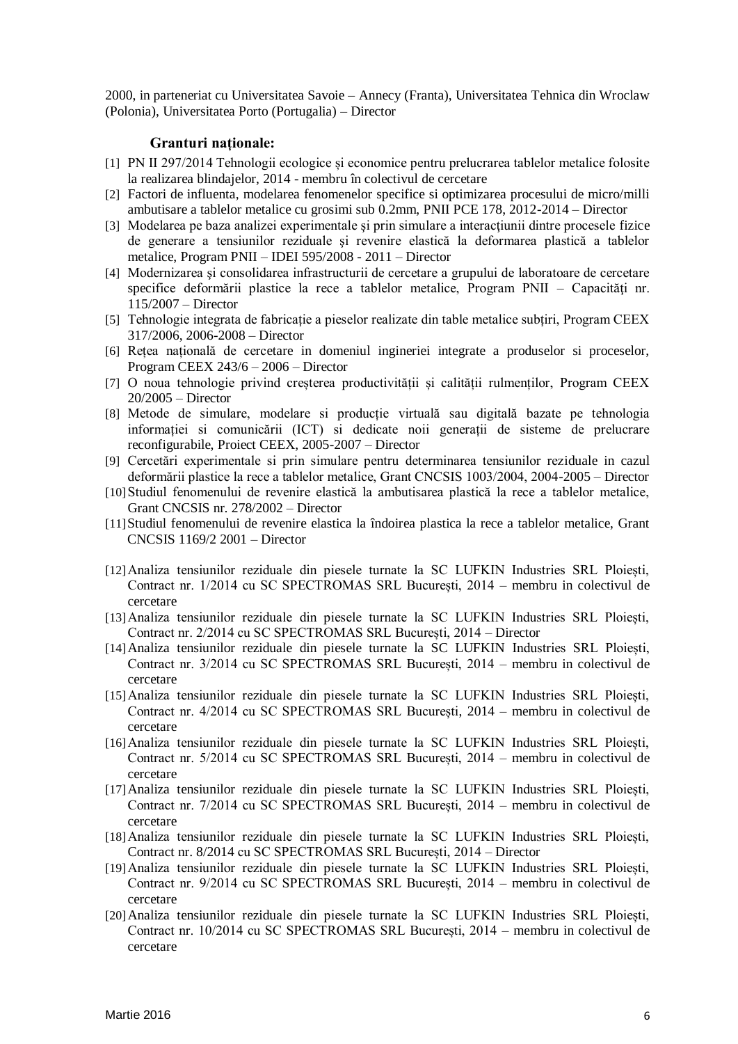2000, in parteneriat cu Universitatea Savoie – Annecy (Franta), Universitatea Tehnica din Wroclaw (Polonia), Universitatea Porto (Portugalia) – Director

### Granturi naționale:

[1] PN II 297/2014 Tehnologii ecologice și economice pentru prelucrarea tablelor metalice folosite la realizarea blindajelor, 2014 - membru în colectivul de cercetare

[2] Factori de influenta, modelarea fenomenelor specifice si optimizarea procesului de micro/milli ambutisare a tablelor metalice cu grosimi sub 0.2mm, PNII PCE 178, 2012-2014 – Director

[3] Modelarea pe baza analizei experimentale şi prin simulare a interacţiunii dintre procesele fizice de generare a tensiunilor reziduale şi revenire elastică la deformarea plastică a tablelor metalice, Program PNII – IDEI 595/2008 - 2011 – Director

[4] Modernizarea şi consolidarea infrastructurii de cercetare a grupului de laboratoare de cercetare specifice deformării plastice la rece a tablelor metalice, Program PNII – Capacităţi nr. 115/2007 – Director

[5] Tehnologie integrata de fabricație a pieselor realizate din table metalice subțiri, Program CEEX 317/2006, 2006-2008 – Director

[6] Rețea națională de cercetare in domeniul ingineriei integrate a produselor si proceselor, Program CEEX 243/6 – 2006 – Director

[7] O noua tehnologie privind creșterea productivității și calității rulmenților, Program CEEX 20/2005 – Director

[8] Metode de simulare, modelare si producție virtuală sau digitală bazate pe tehnologia informației si comunicării (ICT) si dedicate noii generații de sisteme de prelucrare reconfigurabile, Proiect CEEX, 2005-2007 – Director

[9] Cercetări experimentale si prin simulare pentru determinarea tensiunilor reziduale in cazul deformării plastice la rece a tablelor metalice, Grant CNCSIS 1003/2004, 2004-2005 – Director

[10] Studiul fenomenului de revenire elastică la ambutisarea plastică la rece a tablelor metalice, Grant CNCSIS nr. 278/2002 – Director

[11] Studiul fenomenului de revenire elastica la îndoirea plastica la rece a tablelor metalice, Grant CNCSIS 1169/2 2001 – Director

[12] Analiza tensiunilor reziduale din piesele turnate la SC LUFKIN Industries SRL Ploiești, Contract nr. 1/2014 cu SC SPECTROMAS SRL București, 2014 – membru in colectivul de cercetare

[13] Analiza tensiunilor reziduale din piesele turnate la SC LUFKIN Industries SRL Ploiești, Contract nr. 2/2014 cu SC SPECTROMAS SRL București, 2014 – Director

[14] Analiza tensiunilor reziduale din piesele turnate la SC LUFKIN Industries SRL Ploiești, Contract nr. 3/2014 cu SC SPECTROMAS SRL București, 2014 – membru in colectivul de cercetare

[15] Analiza tensiunilor reziduale din piesele turnate la SC LUFKIN Industries SRL Ploiești, Contract nr. 4/2014 cu SC SPECTROMAS SRL București, 2014 – membru in colectivul de cercetare

[16] Analiza tensiunilor reziduale din piesele turnate la SC LUFKIN Industries SRL Ploiești, Contract nr. 5/2014 cu SC SPECTROMAS SRL București, 2014 – membru in colectivul de cercetare

[17] Analiza tensiunilor reziduale din piesele turnate la SC LUFKIN Industries SRL Ploiești, Contract nr. 7/2014 cu SC SPECTROMAS SRL București, 2014 – membru in colectivul de cercetare

[18] Analiza tensiunilor reziduale din piesele turnate la SC LUFKIN Industries SRL Ploiești, Contract nr. 8/2014 cu SC SPECTROMAS SRL București, 2014 – Director

[19] Analiza tensiunilor reziduale din piesele turnate la SC LUFKIN Industries SRL Ploiești, Contract nr. 9/2014 cu SC SPECTROMAS SRL București, 2014 – membru in colectivul de cercetare

[20] Analiza tensiunilor reziduale din piesele turnate la SC LUFKIN Industries SRL Ploiești, Contract nr. 10/2014 cu SC SPECTROMAS SRL București, 2014 – membru in colectivul de cercetare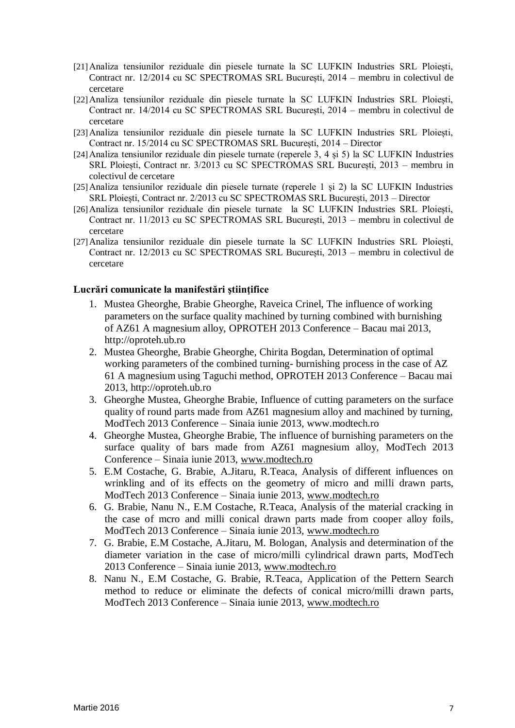[21] Analiza tensiunilor reziduale din piesele turnate la SC LUFKIN Industries SRL Ploiești, Contract nr. 12/2014 cu SC SPECTROMAS SRL București, 2014 – membru in colectivul de cercetare

[22] Analiza tensiunilor reziduale din piesele turnate la SC LUFKIN Industries SRL Ploiești, Contract nr. 14/2014 cu SC SPECTROMAS SRL București, 2014 – membru in colectivul de cercetare

[23] Analiza tensiunilor reziduale din piesele turnate la SC LUFKIN Industries SRL Ploiești, Contract nr. 15/2014 cu SC SPECTROMAS SRL București, 2014 – Director

[24] Analiza tensiunilor reziduale din piesele turnate (reperele 3, 4 și 5) la SC LUFKIN Industries SRL Ploiești, Contract nr. 3/2013 cu SC SPECTROMAS SRL București, 2013 – membru in colectivul de cercetare

[25] Analiza tensiunilor reziduale din piesele turnate (reperele 1 și 2) la SC LUFKIN Industries SRL Ploiești, Contract nr. 2/2013 cu SC SPECTROMAS SRL București, 2013 – Director

[26] Analiza tensiunilor reziduale din piesele turnate la SC LUFKIN Industries SRL Ploiești, Contract nr. 11/2013 cu SC SPECTROMAS SRL București, 2013 – membru in colectivul de cercetare

[27] Analiza tensiunilor reziduale din piesele turnate la SC LUFKIN Industries SRL Ploiești, Contract nr. 12/2013 cu SC SPECTROMAS SRL București, 2013 – membru in colectivul de cercetare

**Lucrări comunicate la manifestări ştiinţifice**

1. Mustea Gheorghe, Brabie Gheorghe, Raveica Crinel, The influence of working parameters on the surface quality machined by turning combined with burnishing of AZ61 A magnesium alloy, OPROTEH 2013 Conference – Bacau mai 2013, http://oproteh.ub.ro
2. Mustea Gheorghe, Brabie Gheorghe, Chirita Bogdan, Determination of optimal working parameters of the combined turning- burnishing process in the case of AZ 61 A magnesium using Taguchi method, OPROTEH 2013 Conference – Bacau mai 2013, http://oproteh.ub.ro
3. Gheorghe Mustea, Gheorghe Brabie, Influence of cutting parameters on the surface quality of round parts made from AZ61 magnesium alloy and machined by turning, ModTech 2013 Conference – Sinaia iunie 2013, www.modtech.ro
4. Gheorghe Mustea, Gheorghe Brabie, The influence of burnishing parameters on the surface quality of bars made from AZ61 magnesium alloy, ModTech 2013 Conference – Sinaia iunie 2013, www.modtech.ro
5. E.M Costache, G. Brabie, A.Jitaru, R.Teaca, Analysis of different influences on wrinkling and of its effects on the geometry of micro and milli drawn parts, ModTech 2013 Conference – Sinaia iunie 2013, www.modtech.ro
6. G. Brabie, Nanu N., E.M Costache, R.Teaca, Analysis of the material cracking in the case of mcro and milli conical drawn parts made from cooper alloy foils, ModTech 2013 Conference – Sinaia iunie 2013, www.modtech.ro
7. G. Brabie, E.M Costache, A.Jitaru, M. Bologan, Analysis and determination of the diameter variation in the case of micro/milli cylindrical drawn parts, ModTech 2013 Conference – Sinaia iunie 2013, www.modtech.ro
8. Nanu N., E.M Costache, G. Brabie, R.Teaca, Application of the Pettern Search method to reduce or eliminate the defects of conical micro/milli drawn parts, ModTech 2013 Conference – Sinaia iunie 2013, www.modtech.ro